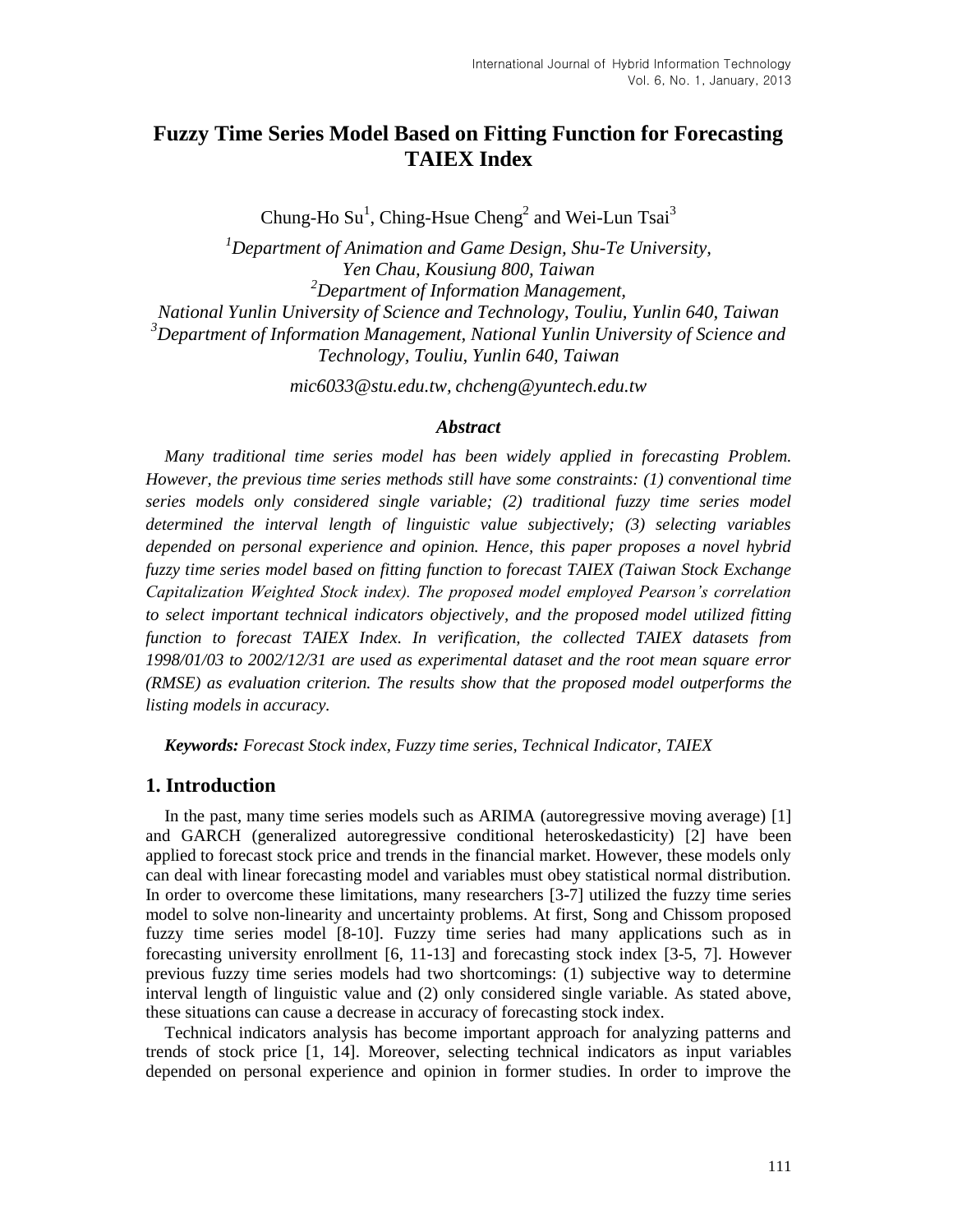# Fuzzy Time Series Model Based on Fitting Function for Forecasting TAIEX Index

Chung-Ho Su[1], Ching-Hsue Cheng[2] and Wei-Lun Tsai[3]

[1]*Department of Animation and Game Design, Shu-Te University, Yen Chau, Kousiung 800, Taiwan*
[2]*Department of Information Management, National Yunlin University of Science and Technology, Touliu, Yunlin 640, Taiwan*
[3]*Department of Information Management, National Yunlin University of Science and Technology, Touliu, Yunlin 640, Taiwan*

*mic6033@stu.edu.tw, chcheng@yuntech.edu.tw*

### *Abstract*

*Many traditional time series model has been widely applied in forecasting Problem. However, the previous time series methods still have some constraints: (1) conventional time series models only considered single variable; (2) traditional fuzzy time series model determined the interval length of linguistic value subjectively; (3) selecting variables depended on personal experience and opinion. Hence, this paper proposes a novel hybrid fuzzy time series model based on fitting function to forecast TAIEX (Taiwan Stock Exchange Capitalization Weighted Stock index). The proposed model employed Pearson's correlation to select important technical indicators objectively, and the proposed model utilized fitting function to forecast TAIEX Index. In verification, the collected TAIEX datasets from 1998/01/03 to 2002/12/31 are used as experimental dataset and the root mean square error (RMSE) as evaluation criterion. The results show that the proposed model outperforms the listing models in accuracy.*

***Keywords:*** *Forecast Stock index, Fuzzy time series, Technical Indicator, TAIEX*

## 1. Introduction

In the past, many time series models such as ARIMA (autoregressive moving average) [1] and GARCH (generalized autoregressive conditional heteroskedasticity) [2] have been applied to forecast stock price and trends in the financial market. However, these models only can deal with linear forecasting model and variables must obey statistical normal distribution. In order to overcome these limitations, many researchers [3-7] utilized the fuzzy time series model to solve non-linearity and uncertainty problems. At first, Song and Chissom proposed fuzzy time series model [8-10]. Fuzzy time series had many applications such as in forecasting university enrollment [6, 11-13] and forecasting stock index [3-5, 7]. However previous fuzzy time series models had two shortcomings: (1) subjective way to determine interval length of linguistic value and (2) only considered single variable. As stated above, these situations can cause a decrease in accuracy of forecasting stock index.

Technical indicators analysis has become important approach for analyzing patterns and trends of stock price [1, 14]. Moreover, selecting technical indicators as input variables depended on personal experience and opinion in former studies. In order to improve the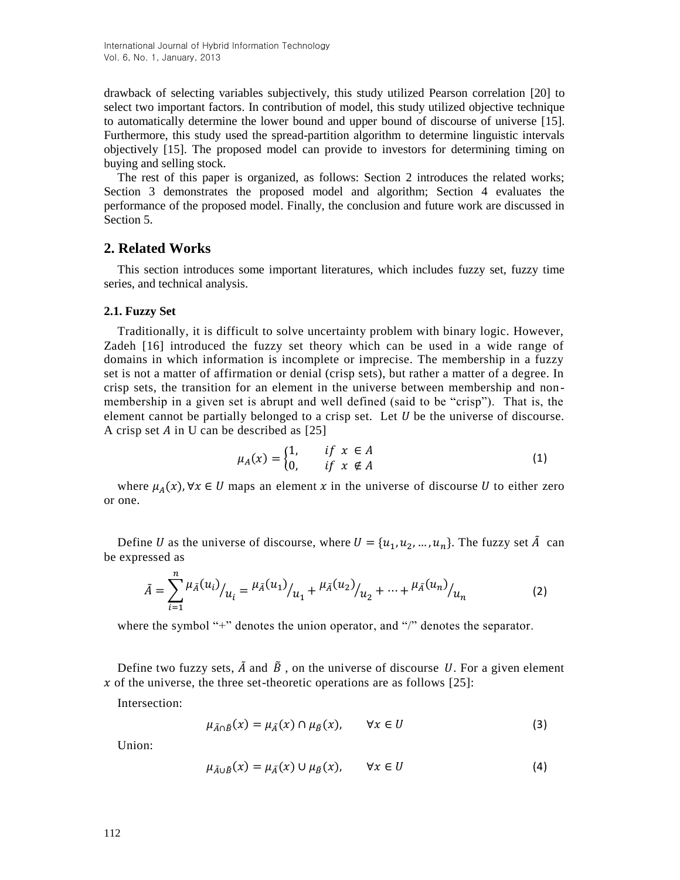drawback of selecting variables subjectively, this study utilized Pearson correlation [20] to select two important factors. In contribution of model, this study utilized objective technique to automatically determine the lower bound and upper bound of discourse of universe [15]. Furthermore, this study used the spread-partition algorithm to determine linguistic intervals objectively [15]. The proposed model can provide to investors for determining timing on buying and selling stock.

The rest of this paper is organized, as follows: Section 2 introduces the related works; Section 3 demonstrates the proposed model and algorithm; Section 4 evaluates the performance of the proposed model. Finally, the conclusion and future work are discussed in Section 5.

## 2. Related Works

This section introduces some important literatures, which includes fuzzy set, fuzzy time series, and technical analysis.

### 2.1. Fuzzy Set

Traditionally, it is difficult to solve uncertainty problem with binary logic. However, Zadeh [16] introduced the fuzzy set theory which can be used in a wide range of domains in which information is incomplete or imprecise. The membership in a fuzzy set is not a matter of affirmation or denial (crisp sets), but rather a matter of a degree. In crisp sets, the transition for an element in the universe between membership and non-membership in a given set is abrupt and well defined (said to be "crisp"). That is, the element cannot be partially belonged to a crisp set. Let $U$ be the universe of discourse. A crisp set $A$ in U can be described as [25]

$$\mu_A(x) = \begin{cases} 1, & if\ x \in A \\ 0, & if\ x \notin A \end{cases} \tag{1}$$

where $\mu_A(x), \forall x \in U$ maps an element $x$ in the universe of discourse $U$ to either zero or one.

Define $U$ as the universe of discourse, where $U = \{u_1, u_2, \dots, u_n\}$. The fuzzy set $\tilde{A}$ can be expressed as

$$\tilde{A} = \sum_{i=1}^{n} \mu_{\tilde{A}}(u_i)/_{u_i} = \mu_{\tilde{A}}(u_1)/_{u_1} + \mu_{\tilde{A}}(u_2)/_{u_2} + \dots + \mu_{\tilde{A}}(u_n)/_{u_n} \tag{2}$$

where the symbol "+" denotes the union operator, and "/" denotes the separator.

Define two fuzzy sets, $\tilde{A}$ and $\tilde{B}$, on the universe of discourse $U$. For a given element $x$ of the universe, the three set-theoretic operations are as follows [25]:

Intersection:

$$\mu_{\tilde{A}\cap\tilde{B}}(x) = \mu_{\tilde{A}}(x) \cap \mu_{\tilde{B}}(x), \qquad \forall x \in U \tag{3}$$

Union:

$$\mu_{\tilde{A}\cup\tilde{B}}(x) = \mu_{\tilde{A}}(x) \cup \mu_{\tilde{B}}(x), \qquad \forall x \in U \tag{4}$$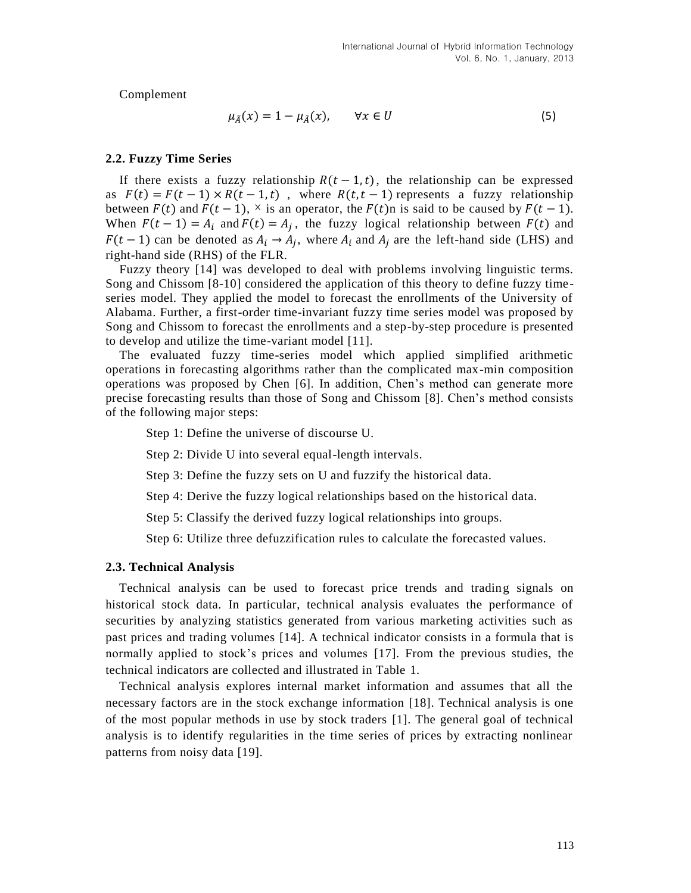Complement

$$\mu_{\bar{A}}(x) = 1 - \mu_{\tilde{A}}(x), \qquad \forall x \in U \tag{5}$$

### 2.2. Fuzzy Time Series

If there exists a fuzzy relationship $R(t-1,t)$, the relationship can be expressed as $F(t) = F(t-1) \times R(t-1,t)$, where $R(t,t-1)$ represents a fuzzy relationship between $F(t)$ and $F(t-1)$, $\times$ is an operator, the $F(t)$n is said to be caused by $F(t-1)$. When $F(t-1) = A_i$ and $F(t) = A_j$, the fuzzy logical relationship between $F(t)$ and $F(t-1)$ can be denoted as $A_i \to A_j$, where $A_i$ and $A_j$ are the left-hand side (LHS) and right-hand side (RHS) of the FLR.

Fuzzy theory [14] was developed to deal with problems involving linguistic terms. Song and Chissom [8-10] considered the application of this theory to define fuzzy time-series model. They applied the model to forecast the enrollments of the University of Alabama. Further, a first-order time-invariant fuzzy time series model was proposed by Song and Chissom to forecast the enrollments and a step-by-step procedure is presented to develop and utilize the time-variant model [11].

The evaluated fuzzy time-series model which applied simplified arithmetic operations in forecasting algorithms rather than the complicated max-min composition operations was proposed by Chen [6]. In addition, Chen's method can generate more precise forecasting results than those of Song and Chissom [8]. Chen's method consists of the following major steps:

Step 1: Define the universe of discourse U.

Step 2: Divide U into several equal-length intervals.

Step 3: Define the fuzzy sets on U and fuzzify the historical data.

Step 4: Derive the fuzzy logical relationships based on the historical data.

Step 5: Classify the derived fuzzy logical relationships into groups.

Step 6: Utilize three defuzzification rules to calculate the forecasted values.

### 2.3. Technical Analysis

Technical analysis can be used to forecast price trends and trading signals on historical stock data. In particular, technical analysis evaluates the performance of securities by analyzing statistics generated from various marketing activities such as past prices and trading volumes [14]. A technical indicator consists in a formula that is normally applied to stock's prices and volumes [17]. From the previous studies, the technical indicators are collected and illustrated in Table 1.

Technical analysis explores internal market information and assumes that all the necessary factors are in the stock exchange information [18]. Technical analysis is one of the most popular methods in use by stock traders [1]. The general goal of technical analysis is to identify regularities in the time series of prices by extracting nonlinear patterns from noisy data [19].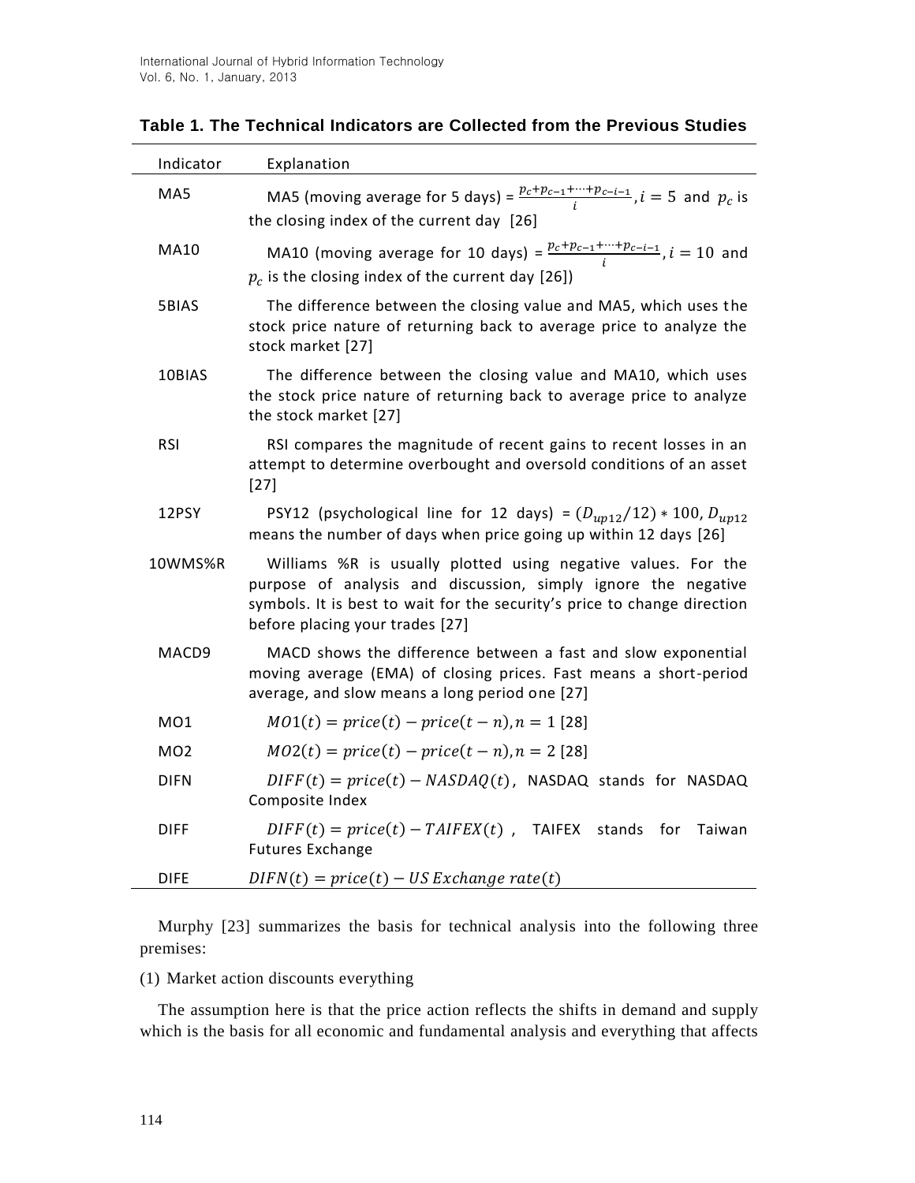**Table 1. The Technical Indicators are Collected from the Previous Studies**

| Indicator | Explanation |
|---|---|
| MA5 | MA5 (moving average for 5 days) = $\frac{p_c+p_{c-1}+\cdots+p_{c-i-1}}{i}$, $i = 5$ and $p_c$ is the closing index of the current day [26] |
| MA10 | MA10 (moving average for 10 days) = $\frac{p_c+p_{c-1}+\cdots+p_{c-i-1}}{i}$, $i = 10$ and $p_c$ is the closing index of the current day [26]) |
| 5BIAS | The difference between the closing value and MA5, which uses the stock price nature of returning back to average price to analyze the stock market [27] |
| 10BIAS | The difference between the closing value and MA10, which uses the stock price nature of returning back to average price to analyze the stock market [27] |
| RSI | RSI compares the magnitude of recent gains to recent losses in an attempt to determine overbought and oversold conditions of an asset [27] |
| 12PSY | PSY12 (psychological line for 12 days) = $(D_{up12}/12) * 100$, $D_{up12}$ means the number of days when price going up within 12 days [26] |
| 10WMS%R | Williams %R is usually plotted using negative values. For the purpose of analysis and discussion, simply ignore the negative symbols. It is best to wait for the security's price to change direction before placing your trades [27] |
| MACD9 | MACD shows the difference between a fast and slow exponential moving average (EMA) of closing prices. Fast means a short-period average, and slow means a long period one [27] |
| MO1 | $MO1(t) = price(t) - price(t-n), n = 1$ [28] |
| MO2 | $MO2(t) = price(t) - price(t-n), n = 2$ [28] |
| DIFN | $DIFF(t) = price(t) - NASDAQ(t)$, NASDAQ stands for NASDAQ Composite Index |
| DIFF | $DIFF(t) = price(t) - TAIFEX(t)$ , TAIFEX stands for Taiwan Futures Exchange |
| DIFE | $DIFN(t) = price(t) - US\ Exchange\ rate(t)$ |

Murphy [23] summarizes the basis for technical analysis into the following three premises:

(1) Market action discounts everything

The assumption here is that the price action reflects the shifts in demand and supply which is the basis for all economic and fundamental analysis and everything that affects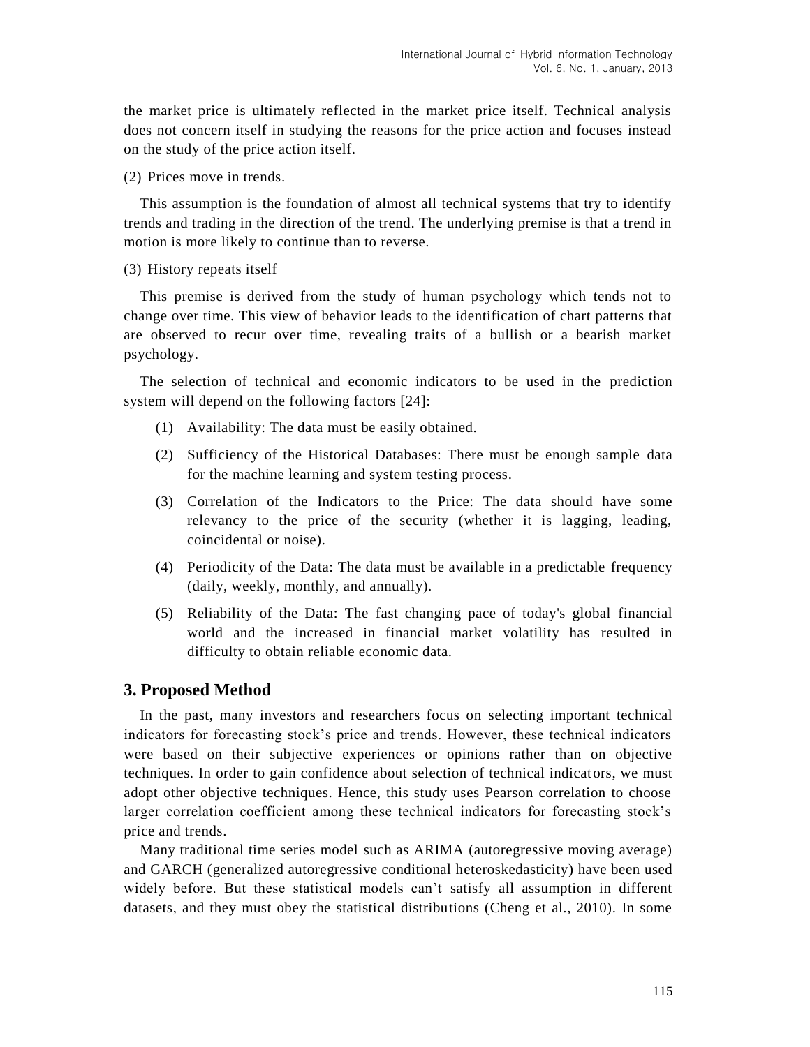the market price is ultimately reflected in the market price itself. Technical analysis does not concern itself in studying the reasons for the price action and focuses instead on the study of the price action itself.

(2) Prices move in trends.

This assumption is the foundation of almost all technical systems that try to identify trends and trading in the direction of the trend. The underlying premise is that a trend in motion is more likely to continue than to reverse.

(3) History repeats itself

This premise is derived from the study of human psychology which tends not to change over time. This view of behavior leads to the identification of chart patterns that are observed to recur over time, revealing traits of a bullish or a bearish market psychology.

The selection of technical and economic indicators to be used in the prediction system will depend on the following factors [24]:

(1) Availability: The data must be easily obtained.

(2) Sufficiency of the Historical Databases: There must be enough sample data for the machine learning and system testing process.

(3) Correlation of the Indicators to the Price: The data should have some relevancy to the price of the security (whether it is lagging, leading, coincidental or noise).

(4) Periodicity of the Data: The data must be available in a predictable frequency (daily, weekly, monthly, and annually).

(5) Reliability of the Data: The fast changing pace of today's global financial world and the increased in financial market volatility has resulted in difficulty to obtain reliable economic data.

## 3. Proposed Method

In the past, many investors and researchers focus on selecting important technical indicators for forecasting stock's price and trends. However, these technical indicators were based on their subjective experiences or opinions rather than on objective techniques. In order to gain confidence about selection of technical indicators, we must adopt other objective techniques. Hence, this study uses Pearson correlation to choose larger correlation coefficient among these technical indicators for forecasting stock's price and trends.

Many traditional time series model such as ARIMA (autoregressive moving average) and GARCH (generalized autoregressive conditional heteroskedasticity) have been used widely before. But these statistical models can't satisfy all assumption in different datasets, and they must obey the statistical distributions (Cheng et al., 2010). In some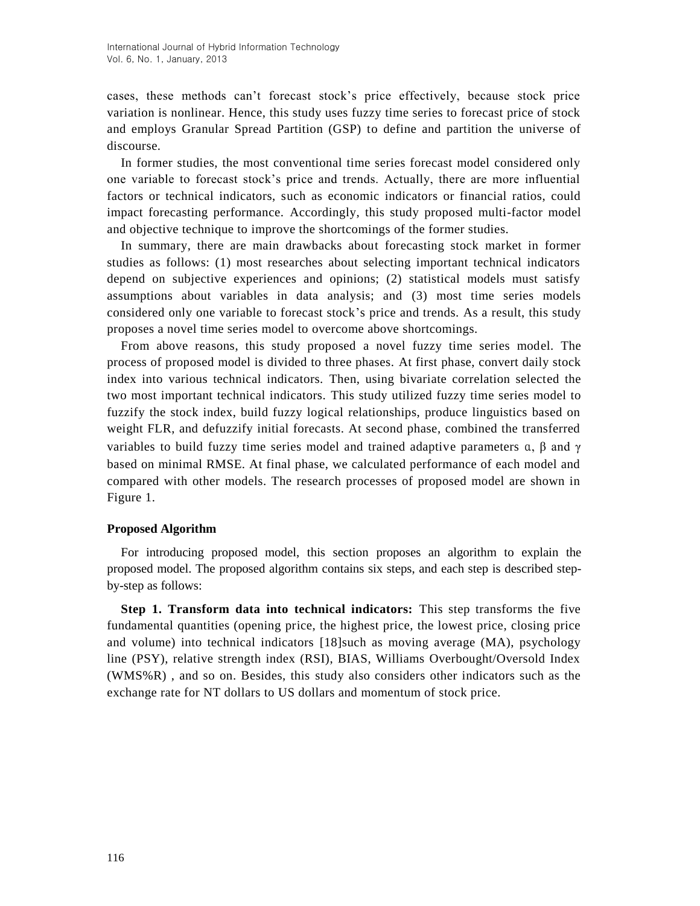cases, these methods can't forecast stock's price effectively, because stock price variation is nonlinear. Hence, this study uses fuzzy time series to forecast price of stock and employs Granular Spread Partition (GSP) to define and partition the universe of discourse.

In former studies, the most conventional time series forecast model considered only one variable to forecast stock's price and trends. Actually, there are more influential factors or technical indicators, such as economic indicators or financial ratios, could impact forecasting performance. Accordingly, this study proposed multi-factor model and objective technique to improve the shortcomings of the former studies.

In summary, there are main drawbacks about forecasting stock market in former studies as follows: (1) most researches about selecting important technical indicators depend on subjective experiences and opinions; (2) statistical models must satisfy assumptions about variables in data analysis; and (3) most time series models considered only one variable to forecast stock's price and trends. As a result, this study proposes a novel time series model to overcome above shortcomings.

From above reasons, this study proposed a novel fuzzy time series model. The process of proposed model is divided to three phases. At first phase, convert daily stock index into various technical indicators. Then, using bivariate correlation selected the two most important technical indicators. This study utilized fuzzy time series model to fuzzify the stock index, build fuzzy logical relationships, produce linguistics based on weight FLR, and defuzzify initial forecasts. At second phase, combined the transferred variables to build fuzzy time series model and trained adaptive parameters $\alpha$, $\beta$ and $\gamma$ based on minimal RMSE. At final phase, we calculated performance of each model and compared with other models. The research processes of proposed model are shown in Figure 1.

### Proposed Algorithm

For introducing proposed model, this section proposes an algorithm to explain the proposed model. The proposed algorithm contains six steps, and each step is described step-by-step as follows:

**Step 1. Transform data into technical indicators:** This step transforms the five fundamental quantities (opening price, the highest price, the lowest price, closing price and volume) into technical indicators [18]such as moving average (MA), psychology line (PSY), relative strength index (RSI), BIAS, Williams Overbought/Oversold Index (WMS%R) , and so on. Besides, this study also considers other indicators such as the exchange rate for NT dollars to US dollars and momentum of stock price.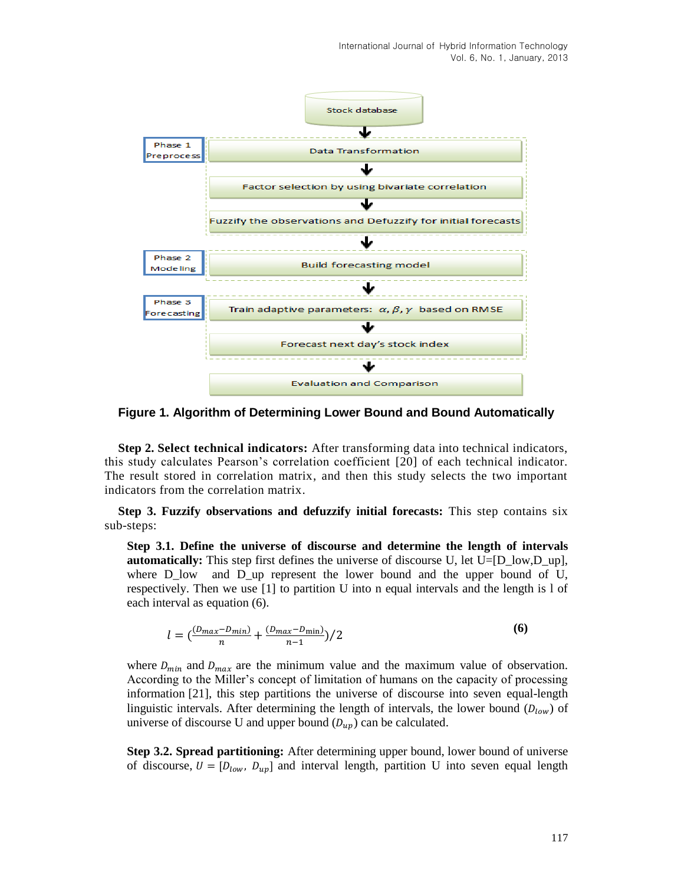Stock database

Phase 1 Preprocess

Data Transformation

Factor selection by using bivariate correlation

Fuzzify the observations and Defuzzify for initial forecasts

Phase 2 Modeling

Build forecasting model

Phase 3 Forecasting

Train adaptive parameters: $\alpha, \beta, \gamma$ based on RMSE

Forecast next day's stock index

Evaluation and Comparison

**Figure 1. Algorithm of Determining Lower Bound and Bound Automatically**

**Step 2. Select technical indicators:** After transforming data into technical indicators, this study calculates Pearson's correlation coefficient [20] of each technical indicator. The result stored in correlation matrix, and then this study selects the two important indicators from the correlation matrix.

**Step 3. Fuzzify observations and defuzzify initial forecasts:** This step contains six sub-steps:

**Step 3.1. Define the universe of discourse and determine the length of intervals automatically:** This step first defines the universe of discourse U, let U=[D_low,D_up], where D_low and D_up represent the lower bound and the upper bound of U, respectively. Then we use [1] to partition U into n equal intervals and the length is l of each interval as equation (6).

$$l = \left(\frac{(D_{max} - D_{min})}{n} + \frac{(D_{max} - D_{\min})}{n-1}\right)/2 \tag{6}$$

where $D_{min}$ and $D_{max}$ are the minimum value and the maximum value of observation. According to the Miller's concept of limitation of humans on the capacity of processing information [21], this step partitions the universe of discourse into seven equal-length linguistic intervals. After determining the length of intervals, the lower bound ($D_{low}$) of universe of discourse U and upper bound ($D_{up}$) can be calculated.

**Step 3.2. Spread partitioning:** After determining upper bound, lower bound of universe of discourse, $U = [D_{low}, D_{up}]$ and interval length, partition U into seven equal length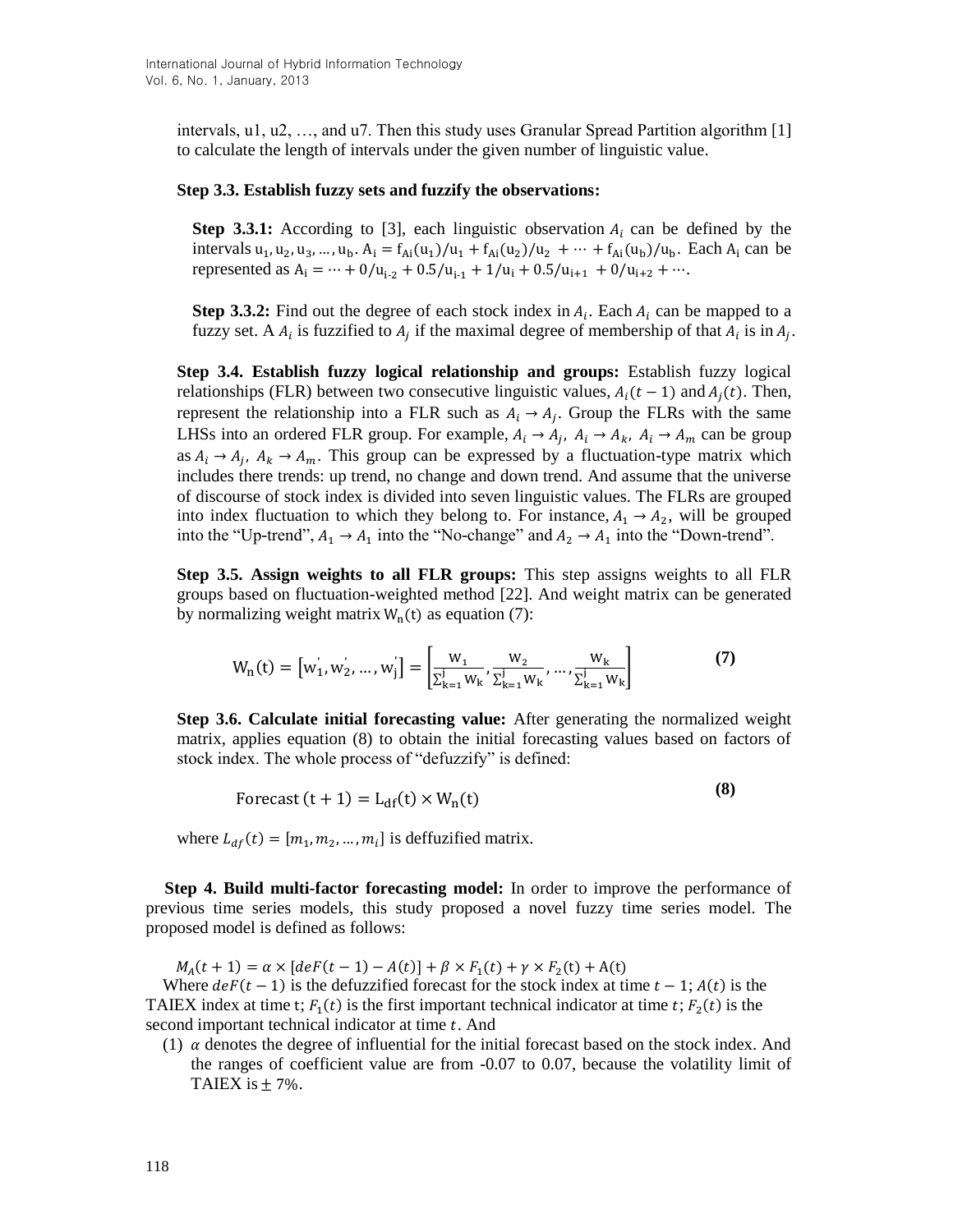intervals, u1, u2, …, and u7. Then this study uses Granular Spread Partition algorithm [1] to calculate the length of intervals under the given number of linguistic value.

**Step 3.3. Establish fuzzy sets and fuzzify the observations:**

**Step 3.3.1:** According to [3], each linguistic observation $A_i$ can be defined by the intervals $u_1, u_2, u_3, \ldots, u_b$. $A_i = f_{Ai}(u_1)/u_1 + f_{Ai}(u_2)/u_2 + \cdots + f_{Ai}(u_b)/u_b$. Each $A_i$ can be represented as $A_i = \cdots + 0/u_{i-2} + 0.5/u_{i-1} + 1/u_i + 0.5/u_{i+1} + 0/u_{i+2} + \cdots$.

**Step 3.3.2:** Find out the degree of each stock index in $A_i$. Each $A_i$ can be mapped to a fuzzy set. A $A_i$ is fuzzified to $A_j$ if the maximal degree of membership of that $A_i$ is in $A_j$.

**Step 3.4. Establish fuzzy logical relationship and groups:** Establish fuzzy logical relationships (FLR) between two consecutive linguistic values, $A_i(t-1)$ and $A_j(t)$. Then, represent the relationship into a FLR such as $A_i \rightarrow A_j$. Group the FLRs with the same LHSs into an ordered FLR group. For example, $A_i \rightarrow A_j,\ A_i \rightarrow A_k,\ A_i \rightarrow A_m$ can be group as $A_i \rightarrow A_j,\ A_k \rightarrow A_m$. This group can be expressed by a fluctuation-type matrix which includes there trends: up trend, no change and down trend. And assume that the universe of discourse of stock index is divided into seven linguistic values. The FLRs are grouped into index fluctuation to which they belong to. For instance, $A_1 \rightarrow A_2$, will be grouped into the "Up-trend", $A_1 \rightarrow A_1$ into the "No-change" and $A_2 \rightarrow A_1$ into the "Down-trend".

**Step 3.5. Assign weights to all FLR groups:** This step assigns weights to all FLR groups based on fluctuation-weighted method [22]. And weight matrix can be generated by normalizing weight matrix $W_n(t)$ as equation (7):

$$W_n(t) = [w_1^{'}, w_2^{'}, \ldots, w_j^{'}] = \left[\frac{w_1}{\sum_{k=1}^{j} w_k}, \frac{w_2}{\sum_{k=1}^{j} w_k}, \ldots, \frac{w_k}{\sum_{k=1}^{j} w_k}\right] \quad \textbf{(7)}$$

**Step 3.6. Calculate initial forecasting value:** After generating the normalized weight matrix, applies equation (8) to obtain the initial forecasting values based on factors of stock index. The whole process of "defuzzify" is defined:

$$\text{Forecast}\ (t+1) = L_{df}(t) \times W_n(t) \quad \textbf{(8)}$$

where $L_{df}(t) = [m_1, m_2, \ldots, m_i]$ is deffuzified matrix.

**Step 4. Build multi-factor forecasting model:** In order to improve the performance of previous time series models, this study proposed a novel fuzzy time series model. The proposed model is defined as follows:

$$M_A(t+1) = \alpha \times [deF(t-1) - A(t)] + \beta \times F_1(t) + \gamma \times F_2(t) + A(t)$$

Where $deF(t-1)$ is the defuzzified forecast for the stock index at time $t-1$; $A(t)$ is the TAIEX index at time t; $F_1(t)$ is the first important technical indicator at time $t$; $F_2(t)$ is the second important technical indicator at time $t$. And

(1) $\alpha$ denotes the degree of influential for the initial forecast based on the stock index. And the ranges of coefficient value are from -0.07 to 0.07, because the volatility limit of TAIEX is $\pm$ 7%.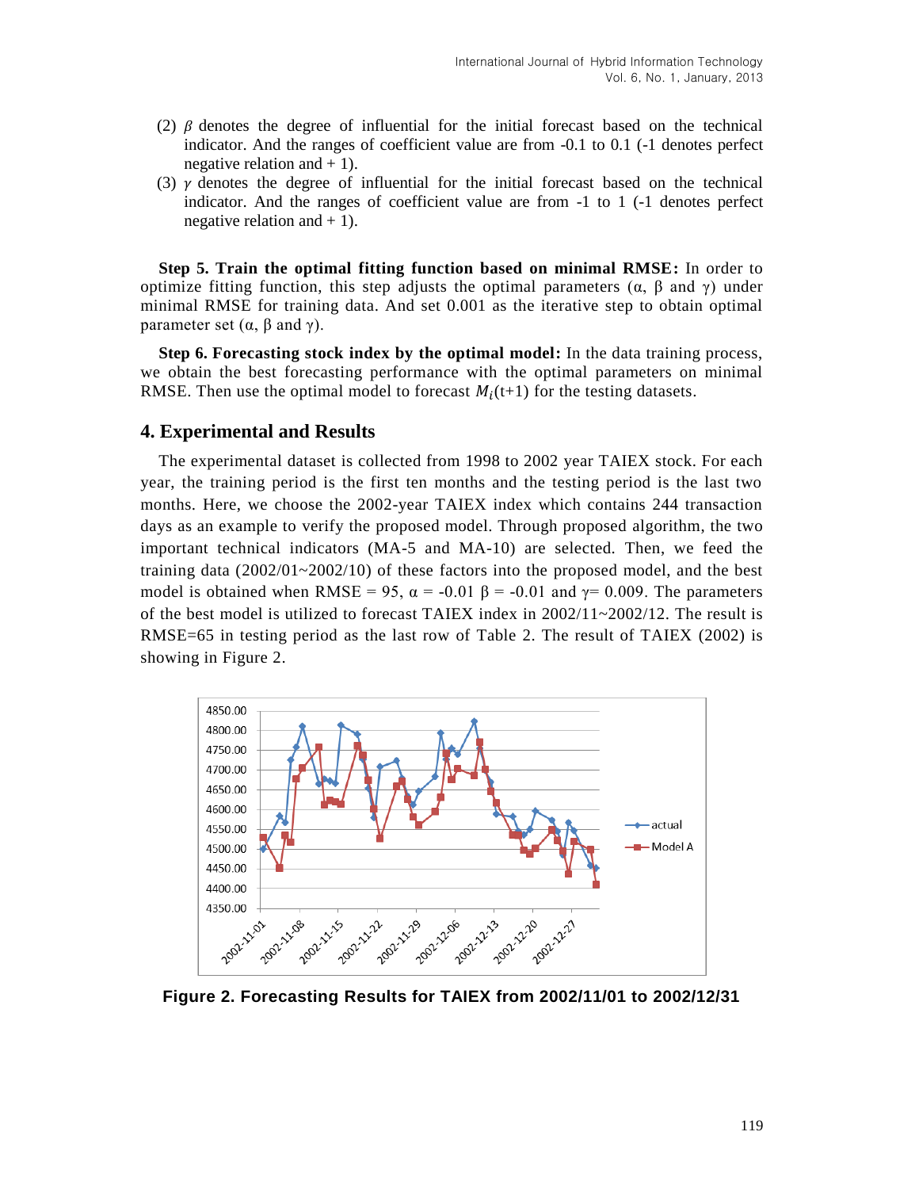(2) $\beta$ denotes the degree of influential for the initial forecast based on the technical indicator. And the ranges of coefficient value are from -0.1 to 0.1 (-1 denotes perfect negative relation and + 1).

(3) $\gamma$ denotes the degree of influential for the initial forecast based on the technical indicator. And the ranges of coefficient value are from -1 to 1 (-1 denotes perfect negative relation and + 1).

**Step 5. Train the optimal fitting function based on minimal RMSE:** In order to optimize fitting function, this step adjusts the optimal parameters ($\alpha$, $\beta$ and $\gamma$) under minimal RMSE for training data. And set 0.001 as the iterative step to obtain optimal parameter set ($\alpha$, $\beta$ and $\gamma$).

**Step 6. Forecasting stock index by the optimal model:** In the data training process, we obtain the best forecasting performance with the optimal parameters on minimal RMSE. Then use the optimal model to forecast $M_i$(t+1) for the testing datasets.

## 4. Experimental and Results

The experimental dataset is collected from 1998 to 2002 year TAIEX stock. For each year, the training period is the first ten months and the testing period is the last two months. Here, we choose the 2002-year TAIEX index which contains 244 transaction days as an example to verify the proposed model. Through proposed algorithm, the two important technical indicators (MA-5 and MA-10) are selected. Then, we feed the training data (2002/01~2002/10) of these factors into the proposed model, and the best model is obtained when RMSE = 95, $\alpha$ = -0.01 $\beta$ = -0.01 and $\gamma$= 0.009. The parameters of the best model is utilized to forecast TAIEX index in 2002/11~2002/12. The result is RMSE=65 in testing period as the last row of Table 2. The result of TAIEX (2002) is showing in Figure 2.

**Figure 2. Forecasting Results for TAIEX from 2002/11/01 to 2002/12/31**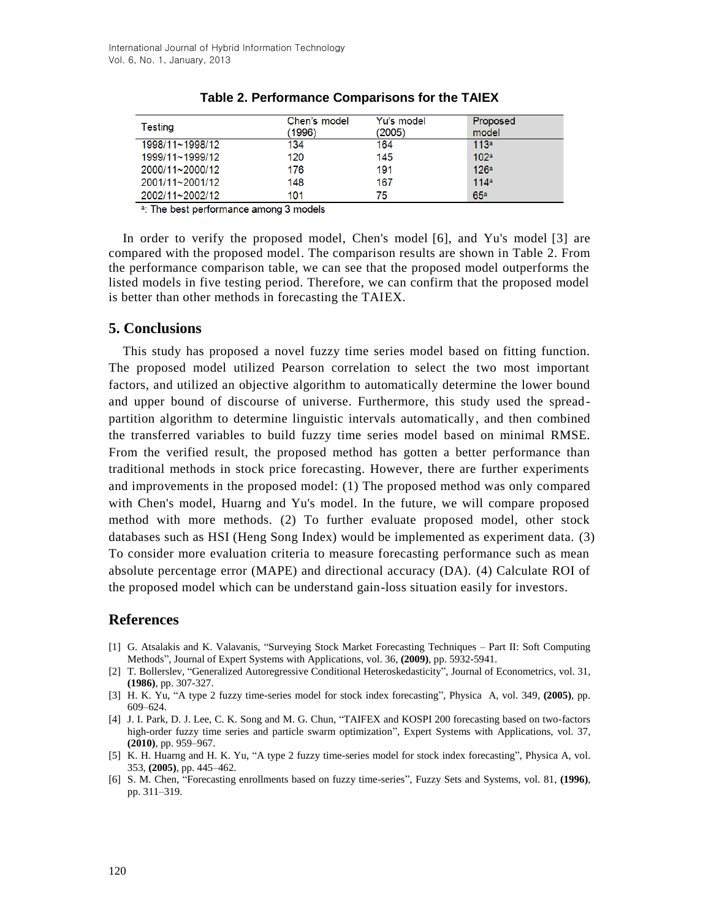**Table 2. Performance Comparisons for the TAIEX**

| Testing | Chen's model (1996) | Yu's model (2005) | Proposed model |
|---|---|---|---|
| 1998/11~1998/12 | 134 | 164 | 113[a] |
| 1999/11~1999/12 | 120 | 145 | 102[a] |
| 2000/11~2000/12 | 176 | 191 | 126[a] |
| 2001/11~2001/12 | 148 | 167 | 114[a] |
| 2002/11~2002/12 | 101 | 75 | 65[a] |

[a]: The best performance among 3 models

In order to verify the proposed model, Chen's model [6], and Yu's model [3] are compared with the proposed model. The comparison results are shown in Table 2. From the performance comparison table, we can see that the proposed model outperforms the listed models in five testing period. Therefore, we can confirm that the proposed model is better than other methods in forecasting the TAIEX.

## 5. Conclusions

This study has proposed a novel fuzzy time series model based on fitting function. The proposed model utilized Pearson correlation to select the two most important factors, and utilized an objective algorithm to automatically determine the lower bound and upper bound of discourse of universe. Furthermore, this study used the spread-partition algorithm to determine linguistic intervals automatically, and then combined the transferred variables to build fuzzy time series model based on minimal RMSE. From the verified result, the proposed method has gotten a better performance than traditional methods in stock price forecasting. However, there are further experiments and improvements in the proposed model: (1) The proposed method was only compared with Chen's model, Huarng and Yu's model. In the future, we will compare proposed method with more methods. (2) To further evaluate proposed model, other stock databases such as HSI (Heng Song Index) would be implemented as experiment data. (3) To consider more evaluation criteria to measure forecasting performance such as mean absolute percentage error (MAPE) and directional accuracy (DA). (4) Calculate ROI of the proposed model which can be understand gain-loss situation easily for investors.

## References

[1] G. Atsalakis and K. Valavanis, "Surveying Stock Market Forecasting Techniques – Part II: Soft Computing Methods", Journal of Expert Systems with Applications, vol. 36, **(2009)**, pp. 5932-5941.

[2] T. Bollerslev, "Generalized Autoregressive Conditional Heteroskedasticity", Journal of Econometrics, vol. 31, **(1986)**, pp. 307-327.

[3] H. K. Yu, "A type 2 fuzzy time-series model for stock index forecasting", Physica A, vol. 349, **(2005)**, pp. 609–624.

[4] J. I. Park, D. J. Lee, C. K. Song and M. G. Chun, "TAIFEX and KOSPI 200 forecasting based on two-factors high-order fuzzy time series and particle swarm optimization", Expert Systems with Applications, vol. 37, **(2010)**, pp. 959–967.

[5] K. H. Huarng and H. K. Yu, "A type 2 fuzzy time-series model for stock index forecasting", Physica A, vol. 353, **(2005)**, pp. 445–462.

[6] S. M. Chen, "Forecasting enrollments based on fuzzy time-series", Fuzzy Sets and Systems, vol. 81, **(1996)**, pp. 311–319.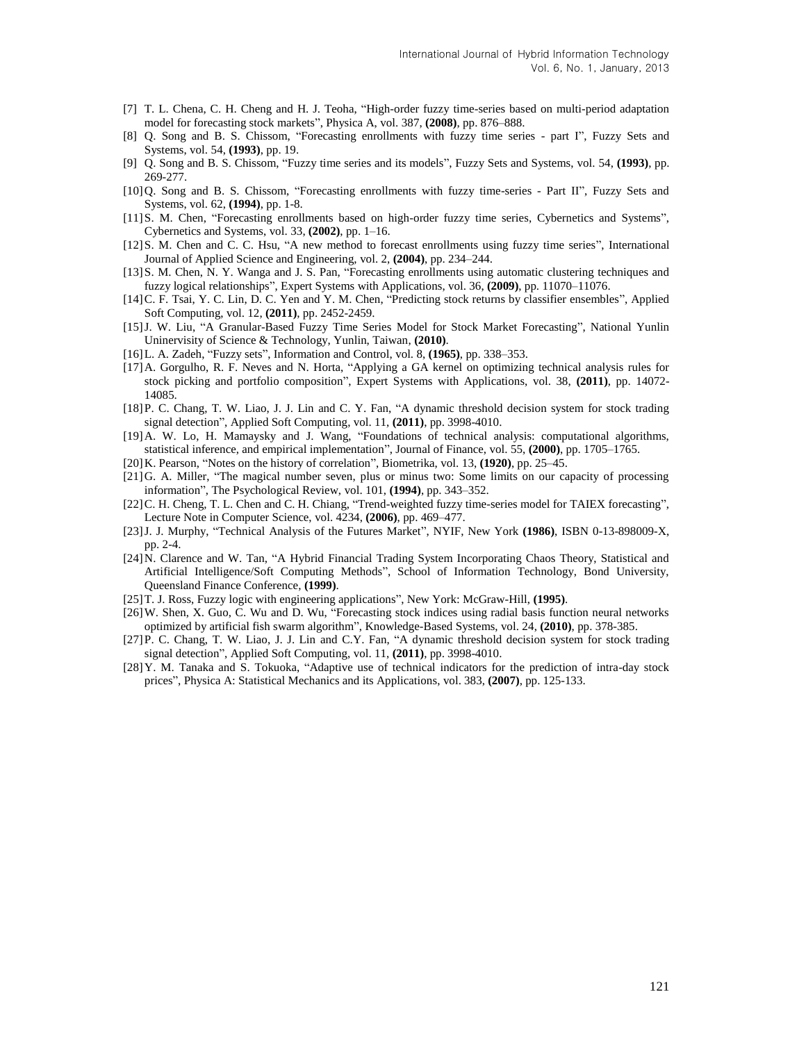[7] T. L. Chena, C. H. Cheng and H. J. Teoha, "High-order fuzzy time-series based on multi-period adaptation model for forecasting stock markets", Physica A, vol. 387, **(2008)**, pp. 876–888.

[8] Q. Song and B. S. Chissom, "Forecasting enrollments with fuzzy time series - part I", Fuzzy Sets and Systems, vol. 54, **(1993)**, pp. 19.

[9] Q. Song and B. S. Chissom, "Fuzzy time series and its models", Fuzzy Sets and Systems, vol. 54, **(1993)**, pp. 269-277.

[10] Q. Song and B. S. Chissom, "Forecasting enrollments with fuzzy time-series - Part II", Fuzzy Sets and Systems, vol. 62, **(1994)**, pp. 1-8.

[11] S. M. Chen, "Forecasting enrollments based on high-order fuzzy time series, Cybernetics and Systems", Cybernetics and Systems, vol. 33, **(2002)**, pp. 1–16.

[12] S. M. Chen and C. C. Hsu, "A new method to forecast enrollments using fuzzy time series", International Journal of Applied Science and Engineering, vol. 2, **(2004)**, pp. 234–244.

[13] S. M. Chen, N. Y. Wanga and J. S. Pan, "Forecasting enrollments using automatic clustering techniques and fuzzy logical relationships", Expert Systems with Applications, vol. 36, **(2009)**, pp. 11070–11076.

[14] C. F. Tsai, Y. C. Lin, D. C. Yen and Y. M. Chen, "Predicting stock returns by classifier ensembles", Applied Soft Computing, vol. 12, **(2011)**, pp. 2452-2459.

[15] J. W. Liu, "A Granular-Based Fuzzy Time Series Model for Stock Market Forecasting", National Yunlin Uninervisity of Science & Technology, Yunlin, Taiwan, **(2010)**.

[16] L. A. Zadeh, "Fuzzy sets", Information and Control, vol. 8, **(1965)**, pp. 338–353.

[17] A. Gorgulho, R. F. Neves and N. Horta, "Applying a GA kernel on optimizing technical analysis rules for stock picking and portfolio composition", Expert Systems with Applications, vol. 38, **(2011)**, pp. 14072-14085.

[18] P. C. Chang, T. W. Liao, J. J. Lin and C. Y. Fan, "A dynamic threshold decision system for stock trading signal detection", Applied Soft Computing, vol. 11, **(2011)**, pp. 3998-4010.

[19] A. W. Lo, H. Mamaysky and J. Wang, "Foundations of technical analysis: computational algorithms, statistical inference, and empirical implementation", Journal of Finance, vol. 55, **(2000)**, pp. 1705–1765.

[20] K. Pearson, "Notes on the history of correlation", Biometrika, vol. 13, **(1920)**, pp. 25–45.

[21] G. A. Miller, "The magical number seven, plus or minus two: Some limits on our capacity of processing information", The Psychological Review, vol. 101, **(1994)**, pp. 343–352.

[22] C. H. Cheng, T. L. Chen and C. H. Chiang, "Trend-weighted fuzzy time-series model for TAIEX forecasting", Lecture Note in Computer Science, vol. 4234, **(2006)**, pp. 469–477.

[23] J. J. Murphy, "Technical Analysis of the Futures Market", NYIF, New York **(1986)**, ISBN 0-13-898009-X, pp. 2-4.

[24] N. Clarence and W. Tan, "A Hybrid Financial Trading System Incorporating Chaos Theory, Statistical and Artificial Intelligence/Soft Computing Methods", School of Information Technology, Bond University, Queensland Finance Conference, **(1999)**.

[25] T. J. Ross, Fuzzy logic with engineering applications", New York: McGraw-Hill, **(1995)**.

[26] W. Shen, X. Guo, C. Wu and D. Wu, "Forecasting stock indices using radial basis function neural networks optimized by artificial fish swarm algorithm", Knowledge-Based Systems, vol. 24, **(2010)**, pp. 378-385.

[27] P. C. Chang, T. W. Liao, J. J. Lin and C.Y. Fan, "A dynamic threshold decision system for stock trading signal detection", Applied Soft Computing, vol. 11, **(2011)**, pp. 3998-4010.

[28] Y. M. Tanaka and S. Tokuoka, "Adaptive use of technical indicators for the prediction of intra-day stock prices", Physica A: Statistical Mechanics and its Applications, vol. 383, **(2007)**, pp. 125-133.